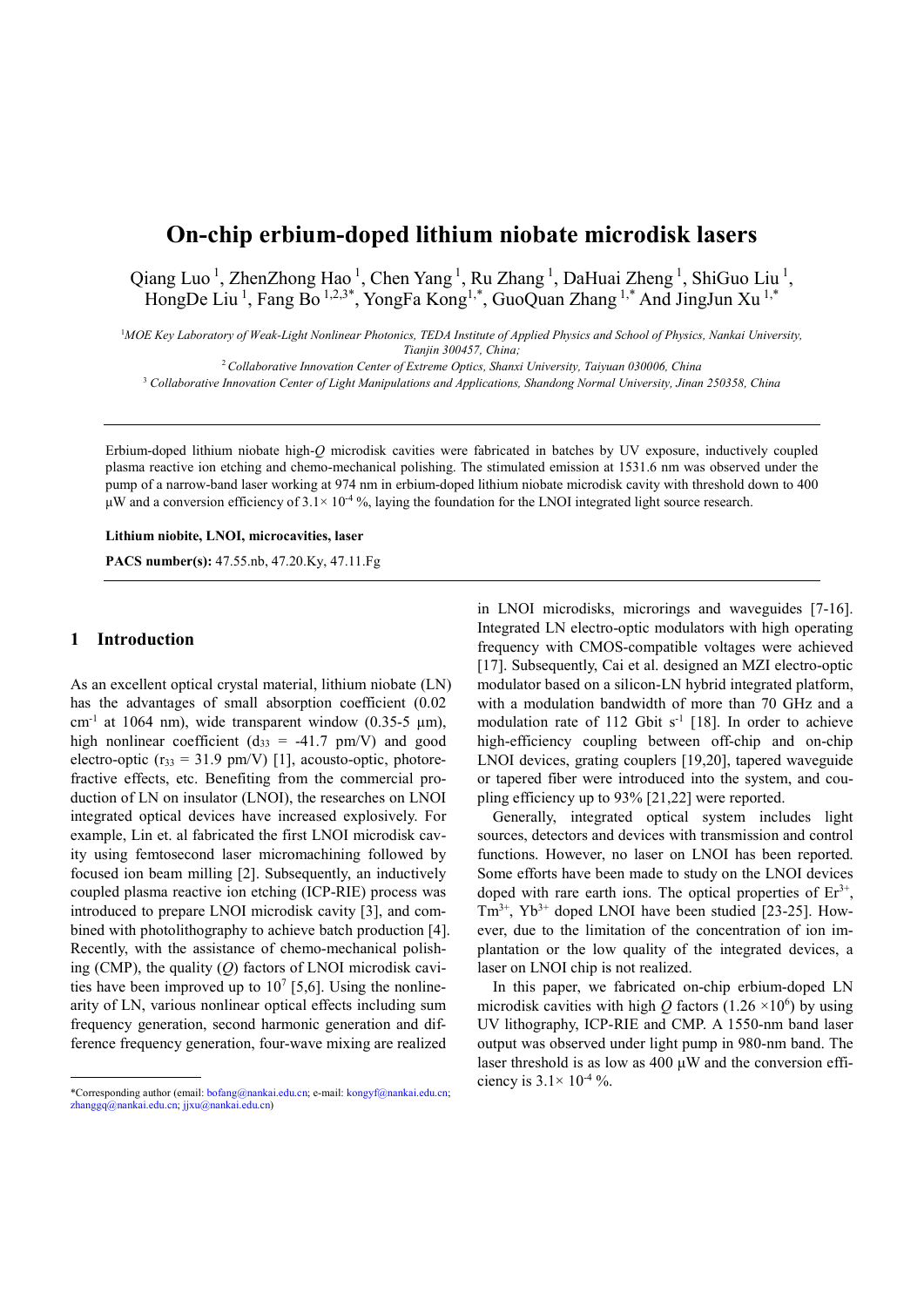# On-chip erbium-doped lithium niobate microdisk lasers

Qiang Luo [1], ZhenZhong Hao [1], Chen Yang [1], Ru Zhang [1], DaHuai Zheng [1], ShiGuo Liu [1], HongDe Liu [1], Fang Bo [1,2,3*], YongFa Kong [1,*], GuoQuan Zhang [1,*] And JingJun Xu [1,*]

[1] *MOE Key Laboratory of Weak-Light Nonlinear Photonics, TEDA Institute of Applied Physics and School of Physics, Nankai University, Tianjin 300457, China;*

[2] *Collaborative Innovation Center of Extreme Optics, Shanxi University, Taiyuan 030006, China*

[3] *Collaborative Innovation Center of Light Manipulations and Applications, Shandong Normal University, Jinan 250358, China*

---

Erbium-doped lithium niobate high-*Q* microdisk cavities were fabricated in batches by UV exposure, inductively coupled plasma reactive ion etching and chemo-mechanical polishing. The stimulated emission at 1531.6 nm was observed under the pump of a narrow-band laser working at 974 nm in erbium-doped lithium niobate microdisk cavity with threshold down to 400 μW and a conversion efficiency of $3.1\times 10^{-4}$ %, laying the foundation for the LNOI integrated light source research.

**Lithium niobite, LNOI, microcavities, laser**

**PACS number(s):** 47.55.nb, 47.20.Ky, 47.11.Fg

---

## 1 Introduction

As an excellent optical crystal material, lithium niobate (LN) has the advantages of small absorption coefficient (0.02 $cm^{-1}$ at 1064 nm), wide transparent window (0.35-5 μm), high nonlinear coefficient ($d_{33}$ = -41.7 pm/V) and good electro-optic ($r_{33}$ = 31.9 pm/V) [1], acousto-optic, photorefractive effects, etc. Benefiting from the commercial production of LN on insulator (LNOI), the researches on LNOI integrated optical devices have increased explosively. For example, Lin et. al fabricated the first LNOI microdisk cavity using femtosecond laser micromachining followed by focused ion beam milling [2]. Subsequently, an inductively coupled plasma reactive ion etching (ICP-RIE) process was introduced to prepare LNOI microdisk cavity [3], and combined with photolithography to achieve batch production [4]. Recently, with the assistance of chemo-mechanical polishing (CMP), the quality (*Q*) factors of LNOI microdisk cavities have been improved up to $10^7$ [5,6]. Using the nonlinearity of LN, various nonlinear optical effects including sum frequency generation, second harmonic generation and difference frequency generation, four-wave mixing are realized in LNOI microdisks, microrings and waveguides [7-16]. Integrated LN electro-optic modulators with high operating frequency with CMOS-compatible voltages were achieved [17]. Subsequently, Cai et al. designed an MZI electro-optic modulator based on a silicon-LN hybrid integrated platform, with a modulation bandwidth of more than 70 GHz and a modulation rate of 112 Gbit $s^{-1}$ [18]. In order to achieve high-efficiency coupling between off-chip and on-chip LNOI devices, grating couplers [19,20], tapered waveguide or tapered fiber were introduced into the system, and coupling efficiency up to 93% [21,22] were reported.

Generally, integrated optical system includes light sources, detectors and devices with transmission and control functions. However, no laser on LNOI has been reported. Some efforts have been made to study on the LNOI devices doped with rare earth ions. The optical properties of $Er^{3+}$, $Tm^{3+}$, $Yb^{3+}$ doped LNOI have been studied [23-25]. However, due to the limitation of the concentration of ion implantation or the low quality of the integrated devices, a laser on LNOI chip is not realized.

In this paper, we fabricated on-chip erbium-doped LN microdisk cavities with high *Q* factors ($1.26\times 10^6$) by using UV lithography, ICP-RIE and CMP. A 1550-nm band laser output was observed under light pump in 980-nm band. The laser threshold is as low as 400 μW and the conversion efficiency is $3.1\times 10^{-4}$ %.

---

*Corresponding author (email: bofang@nankai.edu.cn; e-mail: kongyf@nankai.edu.cn; zhanggq@nankai.edu.cn; jjxu@nankai.edu.cn)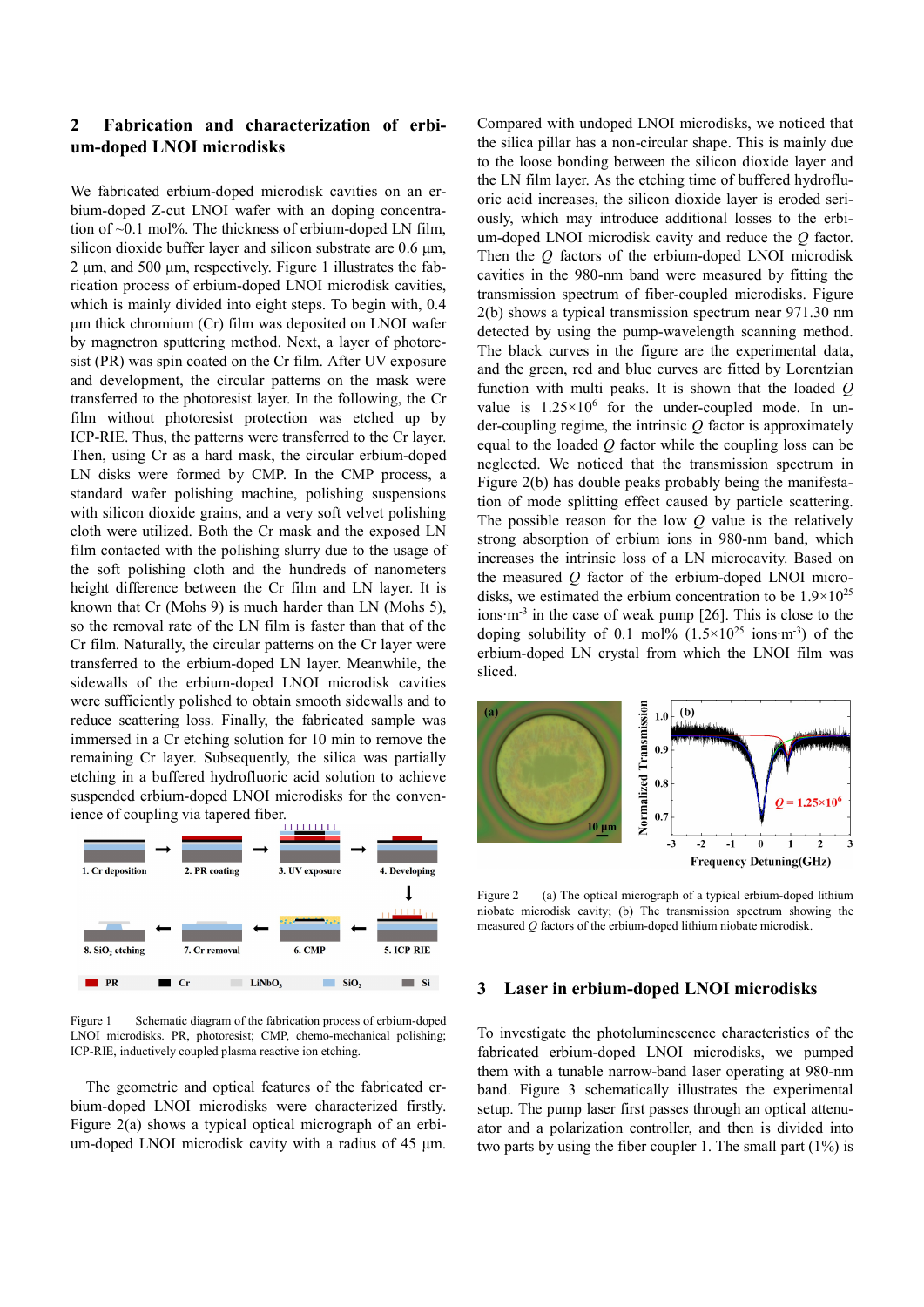## 2 Fabrication and characterization of erbium-doped LNOI microdisks

We fabricated erbium-doped microdisk cavities on an erbium-doped Z-cut LNOI wafer with an doping concentration of ~0.1 mol%. The thickness of erbium-doped LN film, silicon dioxide buffer layer and silicon substrate are 0.6 µm, 2 µm, and 500 µm, respectively. Figure 1 illustrates the fabrication process of erbium-doped LNOI microdisk cavities, which is mainly divided into eight steps. To begin with, 0.4 µm thick chromium (Cr) film was deposited on LNOI wafer by magnetron sputtering method. Next, a layer of photoresist (PR) was spin coated on the Cr film. After UV exposure and development, the circular patterns on the mask were transferred to the photoresist layer. In the following, the Cr film without photoresist protection was etched up by ICP-RIE. Thus, the patterns were transferred to the Cr layer. Then, using Cr as a hard mask, the circular erbium-doped LN disks were formed by CMP. In the CMP process, a standard wafer polishing machine, polishing suspensions with silicon dioxide grains, and a very soft velvet polishing cloth were utilized. Both the Cr mask and the exposed LN film contacted with the polishing slurry due to the usage of the soft polishing cloth and the hundreds of nanometers height difference between the Cr film and LN layer. It is known that Cr (Mohs 9) is much harder than LN (Mohs 5), so the removal rate of the LN film is faster than that of the Cr film. Naturally, the circular patterns on the Cr layer were transferred to the erbium-doped LN layer. Meanwhile, the sidewalls of the erbium-doped LNOI microdisk cavities were sufficiently polished to obtain smooth sidewalls and to reduce scattering loss. Finally, the fabricated sample was immersed in a Cr etching solution for 10 min to remove the remaining Cr layer. Subsequently, the silica was partially etching in a buffered hydrofluoric acid solution to achieve suspended erbium-doped LNOI microdisks for the convenience of coupling via tapered fiber.

Figure 1 Schematic diagram of the fabrication process of erbium-doped LNOI microdisks. PR, photoresist; CMP, chemo-mechanical polishing; ICP-RIE, inductively coupled plasma reactive ion etching.

The geometric and optical features of the fabricated erbium-doped LNOI microdisks were characterized firstly. Figure 2(a) shows a typical optical micrograph of an erbium-doped LNOI microdisk cavity with a radius of 45 µm. Compared with undoped LNOI microdisks, we noticed that the silica pillar has a non-circular shape. This is mainly due to the loose bonding between the silicon dioxide layer and the LN film layer. As the etching time of buffered hydrofluoric acid increases, the silicon dioxide layer is eroded seriously, which may introduce additional losses to the erbium-doped LNOI microdisk cavity and reduce the $Q$ factor. Then the $Q$ factors of the erbium-doped LNOI microdisk cavities in the 980-nm band were measured by fitting the transmission spectrum of fiber-coupled microdisks. Figure 2(b) shows a typical transmission spectrum near 971.30 nm detected by using the pump-wavelength scanning method. The black curves in the figure are the experimental data, and the green, red and blue curves are fitted by Lorentzian function with multi peaks. It is shown that the loaded $Q$ value is $1.25\times10^6$ for the under-coupled mode. In under-coupling regime, the intrinsic $Q$ factor is approximately equal to the loaded $Q$ factor while the coupling loss can be neglected. We noticed that the transmission spectrum in Figure 2(b) has double peaks probably being the manifestation of mode splitting effect caused by particle scattering. The possible reason for the low $Q$ value is the relatively strong absorption of erbium ions in 980-nm band, which increases the intrinsic loss of a LN microcavity. Based on the measured $Q$ factor of the erbium-doped LNOI microdisks, we estimated the erbium concentration to be $1.9\times10^{25}$ ions·m$^{-3}$ in the case of weak pump [26]. This is close to the doping solubility of 0.1 mol% ($1.5\times10^{25}$ ions·m$^{-3}$) of the erbium-doped LN crystal from which the LNOI film was sliced.

Figure 2 (a) The optical micrograph of a typical erbium-doped lithium niobate microdisk cavity; (b) The transmission spectrum showing the measured $Q$ factors of the erbium-doped lithium niobate microdisk.

## 3 Laser in erbium-doped LNOI microdisks

To investigate the photoluminescence characteristics of the fabricated erbium-doped LNOI microdisks, we pumped them with a tunable narrow-band laser operating at 980-nm band. Figure 3 schematically illustrates the experimental setup. The pump laser first passes through an optical attenuator and a polarization controller, and then is divided into two parts by using the fiber coupler 1. The small part (1%) is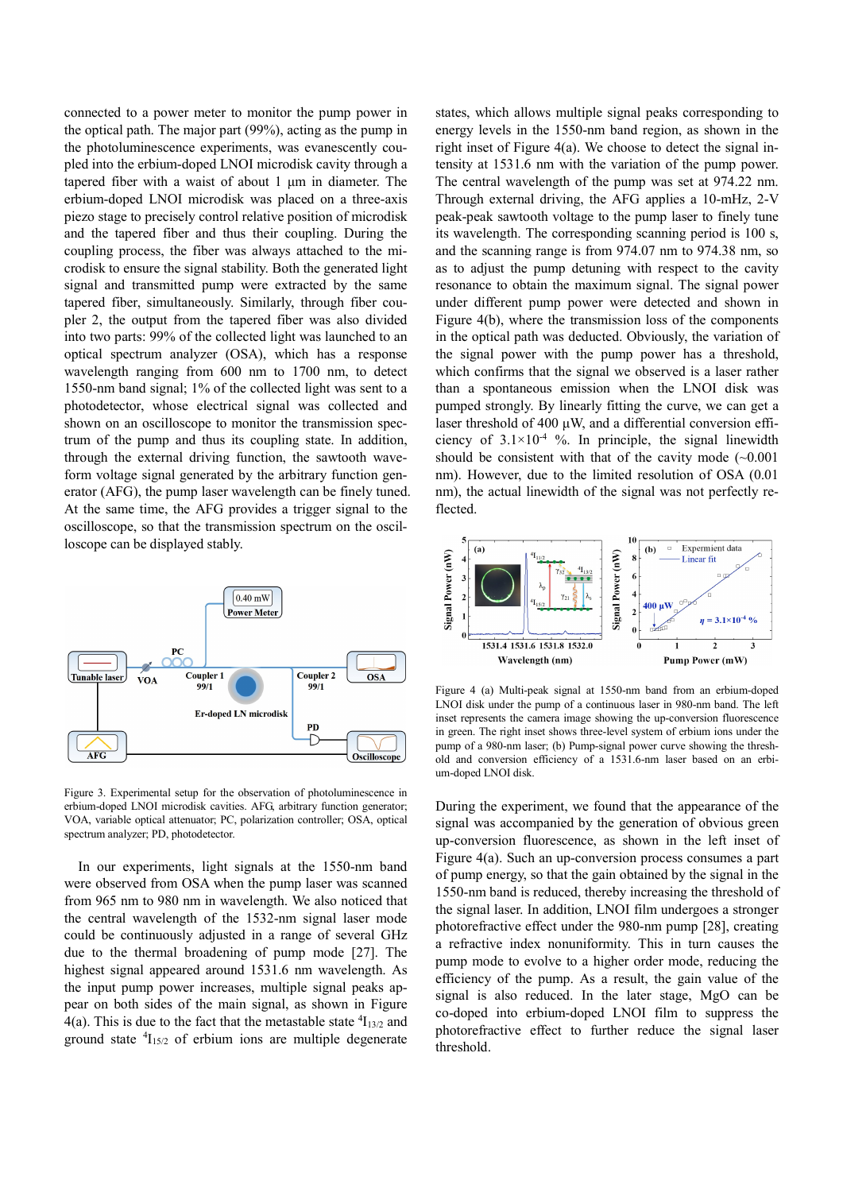connected to a power meter to monitor the pump power in the optical path. The major part (99%), acting as the pump in the photoluminescence experiments, was evanescently coupled into the erbium-doped LNOI microdisk cavity through a tapered fiber with a waist of about 1 μm in diameter. The erbium-doped LNOI microdisk was placed on a three-axis piezo stage to precisely control relative position of microdisk and the tapered fiber and thus their coupling. During the coupling process, the fiber was always attached to the microdisk to ensure the signal stability. Both the generated light signal and transmitted pump were extracted by the same tapered fiber, simultaneously. Similarly, through fiber coupler 2, the output from the tapered fiber was also divided into two parts: 99% of the collected light was launched to an optical spectrum analyzer (OSA), which has a response wavelength ranging from 600 nm to 1700 nm, to detect 1550-nm band signal; 1% of the collected light was sent to a photodetector, whose electrical signal was collected and shown on an oscilloscope to monitor the transmission spectrum of the pump and thus its coupling state. In addition, through the external driving function, the sawtooth waveform voltage signal generated by the arbitrary function generator (AFG), the pump laser wavelength can be finely tuned. At the same time, the AFG provides a trigger signal to the oscilloscope, so that the transmission spectrum on the oscilloscope can be displayed stably.

Figure 3. Experimental setup for the observation of photoluminescence in erbium-doped LNOI microdisk cavities. AFG, arbitrary function generator; VOA, variable optical attenuator; PC, polarization controller; OSA, optical spectrum analyzer; PD, photodetector.

In our experiments, light signals at the 1550-nm band were observed from OSA when the pump laser was scanned from 965 nm to 980 nm in wavelength. We also noticed that the central wavelength of the 1532-nm signal laser mode could be continuously adjusted in a range of several GHz due to the thermal broadening of pump mode [27]. The highest signal appeared around 1531.6 nm wavelength. As the input pump power increases, multiple signal peaks appear on both sides of the main signal, as shown in Figure 4(a). This is due to the fact that the metastable state $^4I_{13/2}$ and ground state $^4I_{15/2}$ of erbium ions are multiple degenerate states, which allows multiple signal peaks corresponding to energy levels in the 1550-nm band region, as shown in the right inset of Figure 4(a). We choose to detect the signal intensity at 1531.6 nm with the variation of the pump power. The central wavelength of the pump was set at 974.22 nm. Through external driving, the AFG applies a 10-mHz, 2-V peak-peak sawtooth voltage to the pump laser to finely tune its wavelength. The corresponding scanning period is 100 s, and the scanning range is from 974.07 nm to 974.38 nm, so as to adjust the pump detuning with respect to the cavity resonance to obtain the maximum signal. The signal power under different pump power were detected and shown in Figure 4(b), where the transmission loss of the components in the optical path was deducted. Obviously, the variation of the signal power with the pump power has a threshold, which confirms that the signal we observed is a laser rather than a spontaneous emission when the LNOI disk was pumped strongly. By linearly fitting the curve, we can get a laser threshold of 400 μW, and a differential conversion efficiency of $3.1\times10^{-4}$ %. In principle, the signal linewidth should be consistent with that of the cavity mode (~0.001 nm). However, due to the limited resolution of OSA (0.01 nm), the actual linewidth of the signal was not perfectly reflected.

Figure 4 (a) Multi-peak signal at 1550-nm band from an erbium-doped LNOI disk under the pump of a continuous laser in 980-nm band. The left inset represents the camera image showing the up-conversion fluorescence in green. The right inset shows three-level system of erbium ions under the pump of a 980-nm laser; (b) Pump-signal power curve showing the threshold and conversion efficiency of a 1531.6-nm laser based on an erbium-doped LNOI disk.

During the experiment, we found that the appearance of the signal was accompanied by the generation of obvious green up-conversion fluorescence, as shown in the left inset of Figure 4(a). Such an up-conversion process consumes a part of pump energy, so that the gain obtained by the signal in the 1550-nm band is reduced, thereby increasing the threshold of the signal laser. In addition, LNOI film undergoes a stronger photorefractive effect under the 980-nm pump [28], creating a refractive index nonuniformity. This in turn causes the pump mode to evolve to a higher order mode, reducing the efficiency of the pump. As a result, the gain value of the signal is also reduced. In the later stage, MgO can be co-doped into erbium-doped LNOI film to suppress the photorefractive effect to further reduce the signal laser threshold.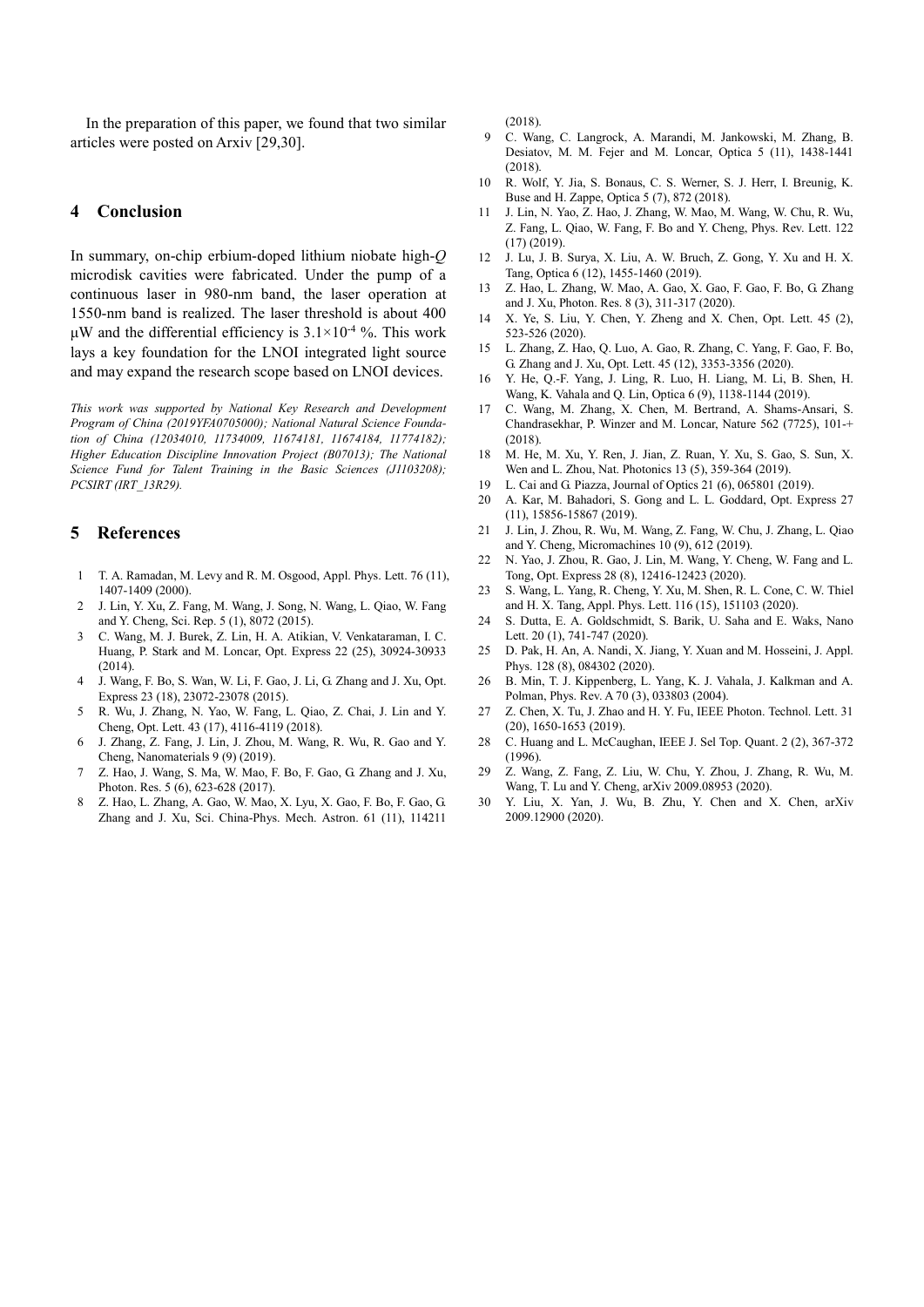In the preparation of this paper, we found that two similar articles were posted on Arxiv [29,30].

## 4 Conclusion

In summary, on-chip erbium-doped lithium niobate high-*Q* microdisk cavities were fabricated. Under the pump of a continuous laser in 980-nm band, the laser operation at 1550-nm band is realized. The laser threshold is about 400 μW and the differential efficiency is $3.1\times10^{-4}$ %. This work lays a key foundation for the LNOI integrated light source and may expand the research scope based on LNOI devices.

*This work was supported by National Key Research and Development Program of China (2019YFA0705000); National Natural Science Foundation of China (12034010, 11734009, 11674181, 11674184, 11774182); Higher Education Discipline Innovation Project (B07013); The National Science Fund for Talent Training in the Basic Sciences (J1103208); PCSIRT (IRT_13R29).*

## 5 References

1. T. A. Ramadan, M. Levy and R. M. Osgood, Appl. Phys. Lett. 76 (11), 1407-1409 (2000).
2. J. Lin, Y. Xu, Z. Fang, M. Wang, J. Song, N. Wang, L. Qiao, W. Fang and Y. Cheng, Sci. Rep. 5 (1), 8072 (2015).
3. C. Wang, M. J. Burek, Z. Lin, H. A. Atikian, V. Venkataraman, I. C. Huang, P. Stark and M. Loncar, Opt. Express 22 (25), 30924-30933 (2014).
4. J. Wang, F. Bo, S. Wan, W. Li, F. Gao, J. Li, G. Zhang and J. Xu, Opt. Express 23 (18), 23072-23078 (2015).
5. R. Wu, J. Zhang, N. Yao, W. Fang, L. Qiao, Z. Chai, J. Lin and Y. Cheng, Opt. Lett. 43 (17), 4116-4119 (2018).
6. J. Zhang, Z. Fang, J. Lin, J. Zhou, M. Wang, R. Wu, R. Gao and Y. Cheng, Nanomaterials 9 (9) (2019).
7. Z. Hao, J. Wang, S. Ma, W. Mao, F. Bo, F. Gao, G. Zhang and J. Xu, Photon. Res. 5 (6), 623-628 (2017).
8. Z. Hao, L. Zhang, A. Gao, W. Mao, X. Lyu, X. Gao, F. Bo, F. Gao, G. Zhang and J. Xu, Sci. China-Phys. Mech. Astron. 61 (11), 114211 (2018).
9. C. Wang, C. Langrock, A. Marandi, M. Jankowski, M. Zhang, B. Desiatov, M. M. Fejer and M. Loncar, Optica 5 (11), 1438-1441 (2018).
10. R. Wolf, Y. Jia, S. Bonaus, C. S. Werner, S. J. Herr, I. Breunig, K. Buse and H. Zappe, Optica 5 (7), 872 (2018).
11. J. Lin, N. Yao, Z. Hao, J. Zhang, W. Mao, M. Wang, W. Chu, R. Wu, Z. Fang, L. Qiao, W. Fang, F. Bo and Y. Cheng, Phys. Rev. Lett. 122 (17) (2019).
12. J. Lu, J. B. Surya, X. Liu, A. W. Bruch, Z. Gong, Y. Xu and H. X. Tang, Optica 6 (12), 1455-1460 (2019).
13. Z. Hao, L. Zhang, W. Mao, A. Gao, X. Gao, F. Gao, F. Bo, G. Zhang and J. Xu, Photon. Res. 8 (3), 311-317 (2020).
14. X. Ye, S. Liu, Y. Chen, Y. Zheng and X. Chen, Opt. Lett. 45 (2), 523-526 (2020).
15. L. Zhang, Z. Hao, Q. Luo, A. Gao, R. Zhang, C. Yang, F. Gao, F. Bo, G. Zhang and J. Xu, Opt. Lett. 45 (12), 3353-3356 (2020).
16. Y. He, Q.-F. Yang, J. Ling, R. Luo, H. Liang, M. Li, B. Shen, H. Wang, K. Vahala and Q. Lin, Optica 6 (9), 1138-1144 (2019).
17. C. Wang, M. Zhang, X. Chen, M. Bertrand, A. Shams-Ansari, S. Chandrasekhar, P. Winzer and M. Loncar, Nature 562 (7725), 101-+ (2018).
18. M. He, M. Xu, Y. Ren, J. Jian, Z. Ruan, Y. Xu, S. Gao, S. Sun, X. Wen and L. Zhou, Nat. Photonics 13 (5), 359-364 (2019).
19. L. Cai and G. Piazza, Journal of Optics 21 (6), 065801 (2019).
20. A. Kar, M. Bahadori, S. Gong and L. L. Goddard, Opt. Express 27 (11), 15856-15867 (2019).
21. J. Lin, J. Zhou, R. Wu, M. Wang, Z. Fang, W. Chu, J. Zhang, L. Qiao and Y. Cheng, Micromachines 10 (9), 612 (2019).
22. N. Yao, J. Zhou, R. Gao, J. Lin, M. Wang, Y. Cheng, W. Fang and L. Tong, Opt. Express 28 (8), 12416-12423 (2020).
23. S. Wang, L. Yang, R. Cheng, Y. Xu, M. Shen, R. L. Cone, C. W. Thiel and H. X. Tang, Appl. Phys. Lett. 116 (15), 151103 (2020).
24. S. Dutta, E. A. Goldschmidt, S. Barik, U. Saha and E. Waks, Nano Lett. 20 (1), 741-747 (2020).
25. D. Pak, H. An, A. Nandi, X. Jiang, Y. Xuan and M. Hosseini, J. Appl. Phys. 128 (8), 084302 (2020).
26. B. Min, T. J. Kippenberg, L. Yang, K. J. Vahala, J. Kalkman and A. Polman, Phys. Rev. A 70 (3), 033803 (2004).
27. Z. Chen, X. Tu, J. Zhao and H. Y. Fu, IEEE Photon. Technol. Lett. 31 (20), 1650-1653 (2019).
28. C. Huang and L. McCaughan, IEEE J. Sel Top. Quant. 2 (2), 367-372 (1996).
29. Z. Wang, Z. Fang, Z. Liu, W. Chu, Y. Zhou, J. Zhang, R. Wu, M. Wang, T. Lu and Y. Cheng, arXiv 2009.08953 (2020).
30. Y. Liu, X. Yan, J. Wu, B. Zhu, Y. Chen and X. Chen, arXiv 2009.12900 (2020).